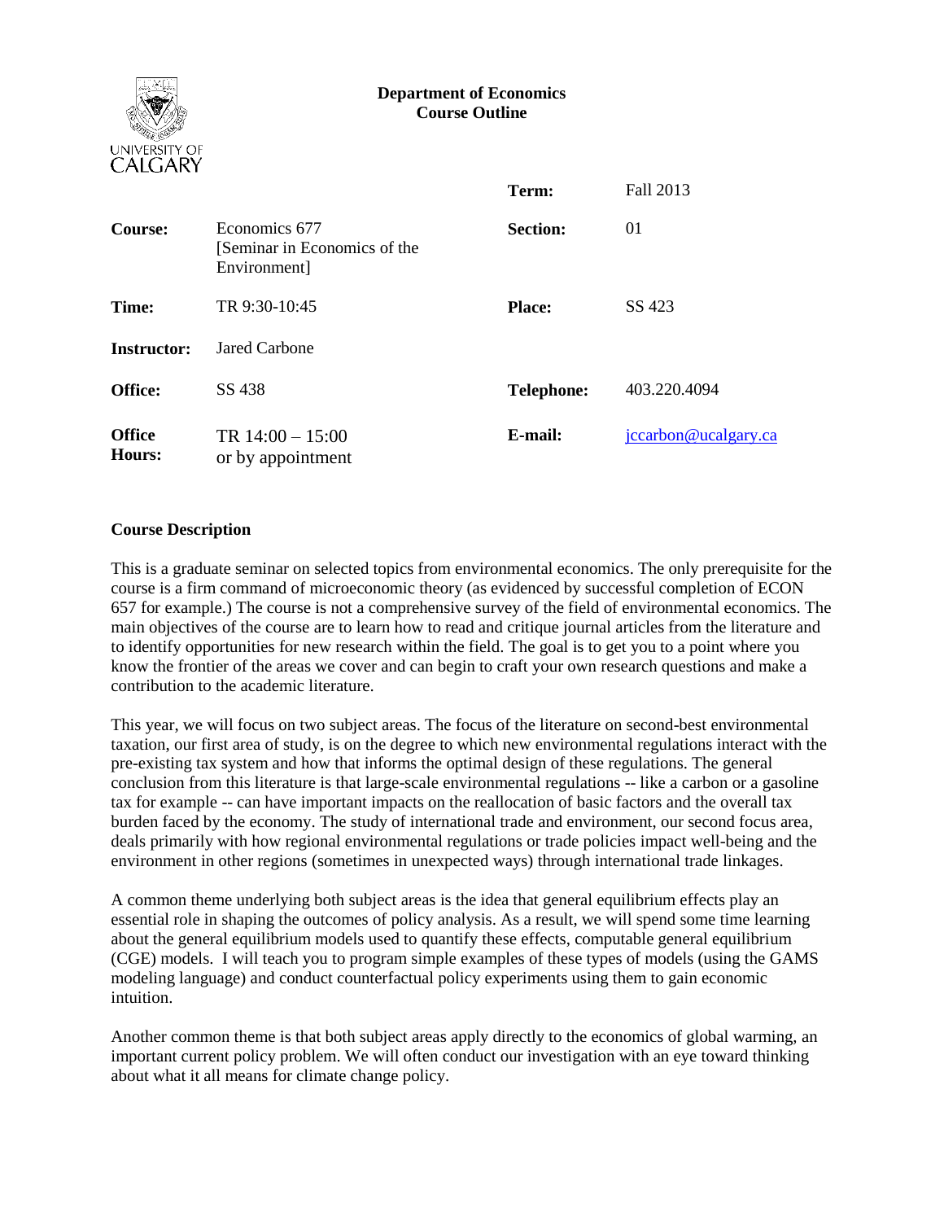UNIVERSITY OF CALGARY

**Department of Economics**
**Course Outline**

| | | | |
|---|---|---|---|
| | | **Term:** | Fall 2013 |
| **Course:** | Economics 677 [Seminar in Economics of the Environment] | **Section:** | 01 |
| **Time:** | TR 9:30-10:45 | **Place:** | SS 423 |
| **Instructor:** | Jared Carbone | | |
| **Office:** | SS 438 | **Telephone:** | 403.220.4094 |
| **Office Hours:** | TR 14:00 – 15:00 or by appointment | **E-mail:** | jccarbon@ucalgary.ca |

## Course Description

This is a graduate seminar on selected topics from environmental economics. The only prerequisite for the course is a firm command of microeconomic theory (as evidenced by successful completion of ECON 657 for example.) The course is not a comprehensive survey of the field of environmental economics. The main objectives of the course are to learn how to read and critique journal articles from the literature and to identify opportunities for new research within the field. The goal is to get you to a point where you know the frontier of the areas we cover and can begin to craft your own research questions and make a contribution to the academic literature.

This year, we will focus on two subject areas. The focus of the literature on second-best environmental taxation, our first area of study, is on the degree to which new environmental regulations interact with the pre-existing tax system and how that informs the optimal design of these regulations. The general conclusion from this literature is that large-scale environmental regulations -- like a carbon or a gasoline tax for example -- can have important impacts on the reallocation of basic factors and the overall tax burden faced by the economy. The study of international trade and environment, our second focus area, deals primarily with how regional environmental regulations or trade policies impact well-being and the environment in other regions (sometimes in unexpected ways) through international trade linkages.

A common theme underlying both subject areas is the idea that general equilibrium effects play an essential role in shaping the outcomes of policy analysis. As a result, we will spend some time learning about the general equilibrium models used to quantify these effects, computable general equilibrium (CGE) models. I will teach you to program simple examples of these types of models (using the GAMS modeling language) and conduct counterfactual policy experiments using them to gain economic intuition.

Another common theme is that both subject areas apply directly to the economics of global warming, an important current policy problem. We will often conduct our investigation with an eye toward thinking about what it all means for climate change policy.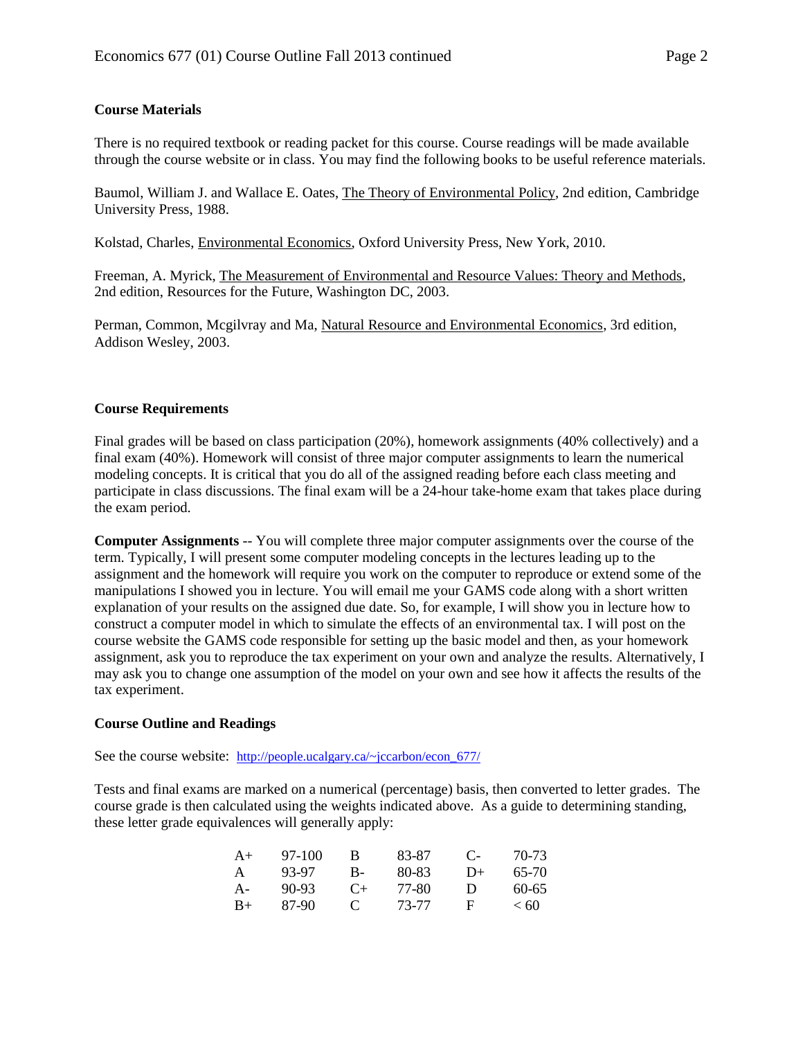### Course Materials

There is no required textbook or reading packet for this course. Course readings will be made available through the course website or in class. You may find the following books to be useful reference materials.

Baumol, William J. and Wallace E. Oates, The Theory of Environmental Policy, 2nd edition, Cambridge University Press, 1988.

Kolstad, Charles, Environmental Economics, Oxford University Press, New York, 2010.

Freeman, A. Myrick, The Measurement of Environmental and Resource Values: Theory and Methods, 2nd edition, Resources for the Future, Washington DC, 2003.

Perman, Common, Mcgilvray and Ma, Natural Resource and Environmental Economics, 3rd edition, Addison Wesley, 2003.

### Course Requirements

Final grades will be based on class participation (20%), homework assignments (40% collectively) and a final exam (40%). Homework will consist of three major computer assignments to learn the numerical modeling concepts. It is critical that you do all of the assigned reading before each class meeting and participate in class discussions. The final exam will be a 24-hour take-home exam that takes place during the exam period.

**Computer Assignments** -- You will complete three major computer assignments over the course of the term. Typically, I will present some computer modeling concepts in the lectures leading up to the assignment and the homework will require you work on the computer to reproduce or extend some of the manipulations I showed you in lecture. You will email me your GAMS code along with a short written explanation of your results on the assigned due date. So, for example, I will show you in lecture how to construct a computer model in which to simulate the effects of an environmental tax. I will post on the course website the GAMS code responsible for setting up the basic model and then, as your homework assignment, ask you to reproduce the tax experiment on your own and analyze the results. Alternatively, I may ask you to change one assumption of the model on your own and see how it affects the results of the tax experiment.

### Course Outline and Readings

See the course website: http://people.ucalgary.ca/~jccarbon/econ_677/

Tests and final exams are marked on a numerical (percentage) basis, then converted to letter grades. The course grade is then calculated using the weights indicated above. As a guide to determining standing, these letter grade equivalences will generally apply:

| | | | | | |
|---|---|---|---|---|---|
| A+ | 97-100 | B | 83-87 | C- | 70-73 |
| A | 93-97 | B- | 80-83 | D+ | 65-70 |
| A- | 90-93 | C+ | 77-80 | D | 60-65 |
| B+ | 87-90 | C | 73-77 | F | < 60 |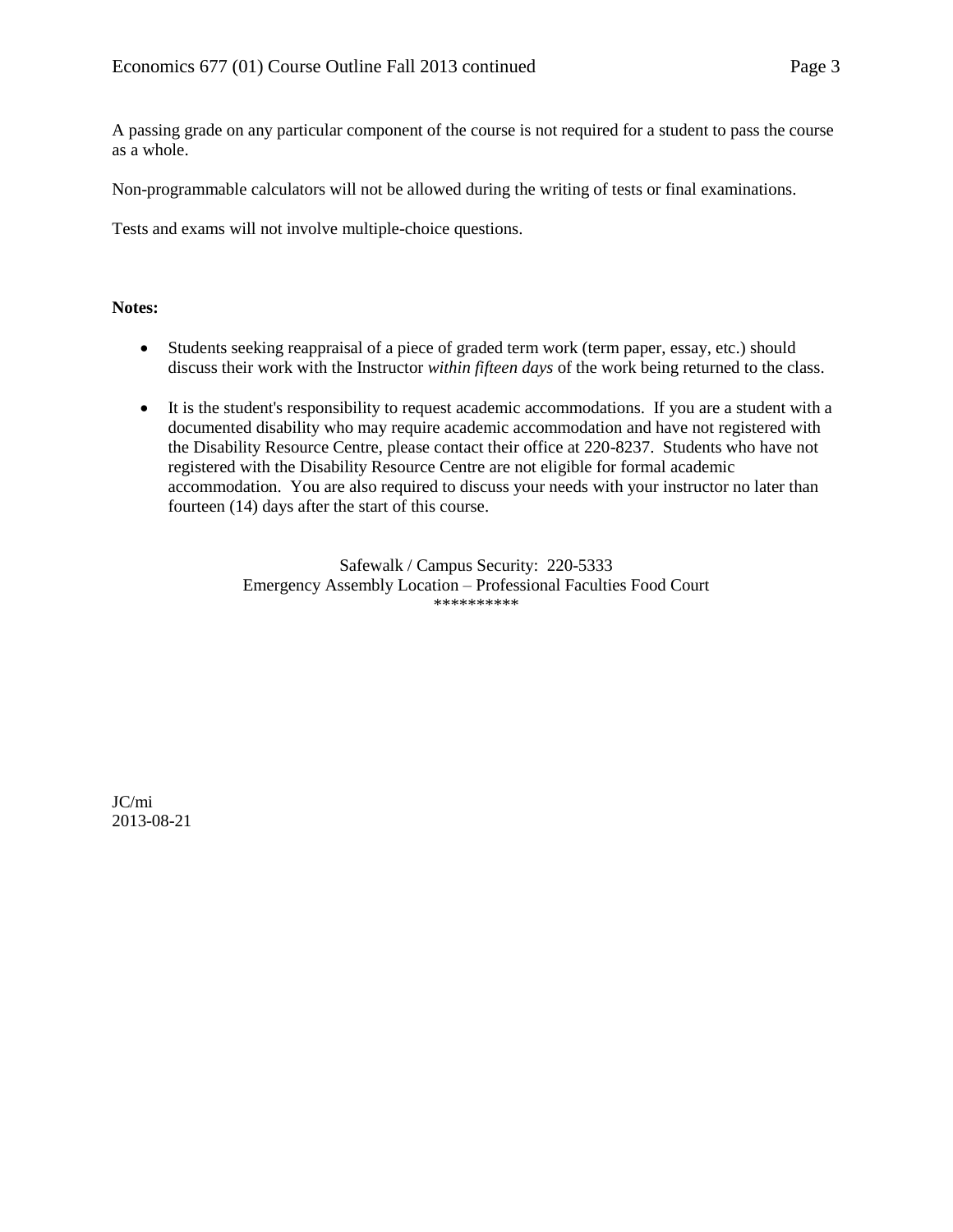A passing grade on any particular component of the course is not required for a student to pass the course as a whole.

Non-programmable calculators will not be allowed during the writing of tests or final examinations.

Tests and exams will not involve multiple-choice questions.

**Notes:**

- Students seeking reappraisal of a piece of graded term work (term paper, essay, etc.) should discuss their work with the Instructor *within fifteen days* of the work being returned to the class.
- It is the student's responsibility to request academic accommodations. If you are a student with a documented disability who may require academic accommodation and have not registered with the Disability Resource Centre, please contact their office at 220-8237. Students who have not registered with the Disability Resource Centre are not eligible for formal academic accommodation. You are also required to discuss your needs with your instructor no later than fourteen (14) days after the start of this course.

Safewalk / Campus Security: 220-5333
Emergency Assembly Location – Professional Faculties Food Court
*********

JC/mi
2013-08-21